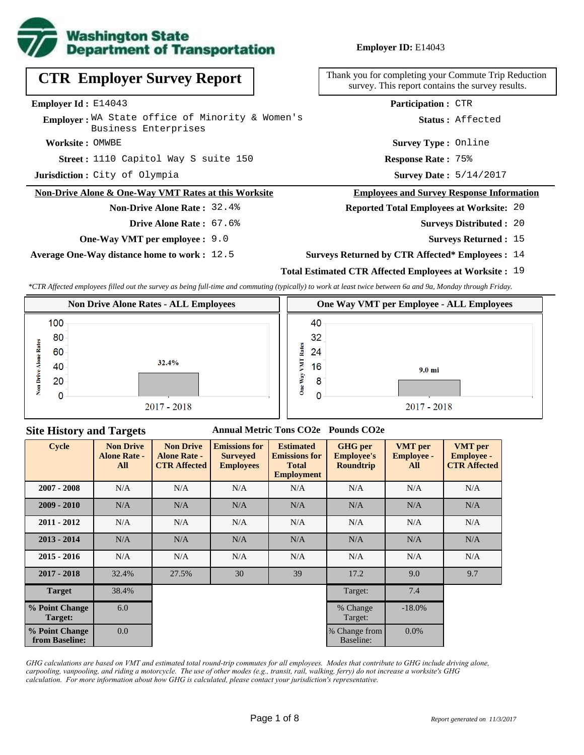Washington State Department of Transportation

**Employer ID:** E14043

# CTR Employer Survey Report

Thank you for completing your Commute Trip Reduction survey. This report contains the survey results.

**Employer Id :** E14043

**Employer :** WA State office of Minority & Women's Business Enterprises

**Worksite :** OMWBE

**Street :** 1110 Capitol Way S suite 150

**Jurisdiction :** City of Olympia

**Participation :** CTR

**Status :** Affected

**Survey Type :** Online

**Response Rate :** 75%

**Survey Date :** 5/14/2017

## Non-Drive Alone & One-Way VMT Rates at this Worksite

**Non-Drive Alone Rate :** 32.4%

**Drive Alone Rate :** 67.6%

**One-Way VMT per employee :** 9.0

**Average One-Way distance home to work :** 12.5

## Employees and Survey Response Information

**Reported Total Employees at Worksite:** 20

**Surveys Distributed :** 20

**Surveys Returned :** 15

**Surveys Returned by CTR Affected* Employees :** 14

**Total Estimated CTR Affected Employees at Worksite :** 19

*CTR Affected employees filled out the survey as being full-time and commuting (typically) to work at least twice between 6a and 9a, Monday through Friday.*

### Non Drive Alone Rates - ALL Employees

Non Drive Alone Rates: 2017 - 2018: 32.4%

### One Way VMT per Employee - ALL Employees

One Way VMT Rates: 2017 - 2018: 9.0 mi

## Site History and Targets

Annual Metric Tons CO2e — Pounds CO2e

| Cycle | Non Drive Alone Rate - All | Non Drive Alone Rate - CTR Affected | Emissions for Surveyed Employees | Estimated Emissions for Total Employment | GHG per Employee's Roundtrip | VMT per Employee - All | VMT per Employee - CTR Affected |
|---|---|---|---|---|---|---|---|
| 2007 - 2008 | N/A | N/A | N/A | N/A | N/A | N/A | N/A |
| 2009 - 2010 | N/A | N/A | N/A | N/A | N/A | N/A | N/A |
| 2011 - 2012 | N/A | N/A | N/A | N/A | N/A | N/A | N/A |
| 2013 - 2014 | N/A | N/A | N/A | N/A | N/A | N/A | N/A |
| 2015 - 2016 | N/A | N/A | N/A | N/A | N/A | N/A | N/A |
| 2017 - 2018 | 32.4% | 27.5% | 30 | 39 | 17.2 | 9.0 | 9.7 |
| **Target** | 38.4% | | | | Target: | 7.4 | |
| **% Point Change Target:** | 6.0 | | | | % Change Target: | -18.0% | |
| **% Point Change from Baseline:** | 0.0 | | | | % Change from Baseline: | 0.0% | |

*GHG calculations are based on VMT and estimated total round-trip commutes for all employees. Modes that contribute to GHG include driving alone, carpooling, vanpooling, and riding a motorcycle. The use of other modes (e.g., transit, rail, walking, ferry) do not increase a worksite's GHG calculation. For more information about how GHG is calculated, please contact your jurisdiction's representative.*

*Report generated on 11/3/2017*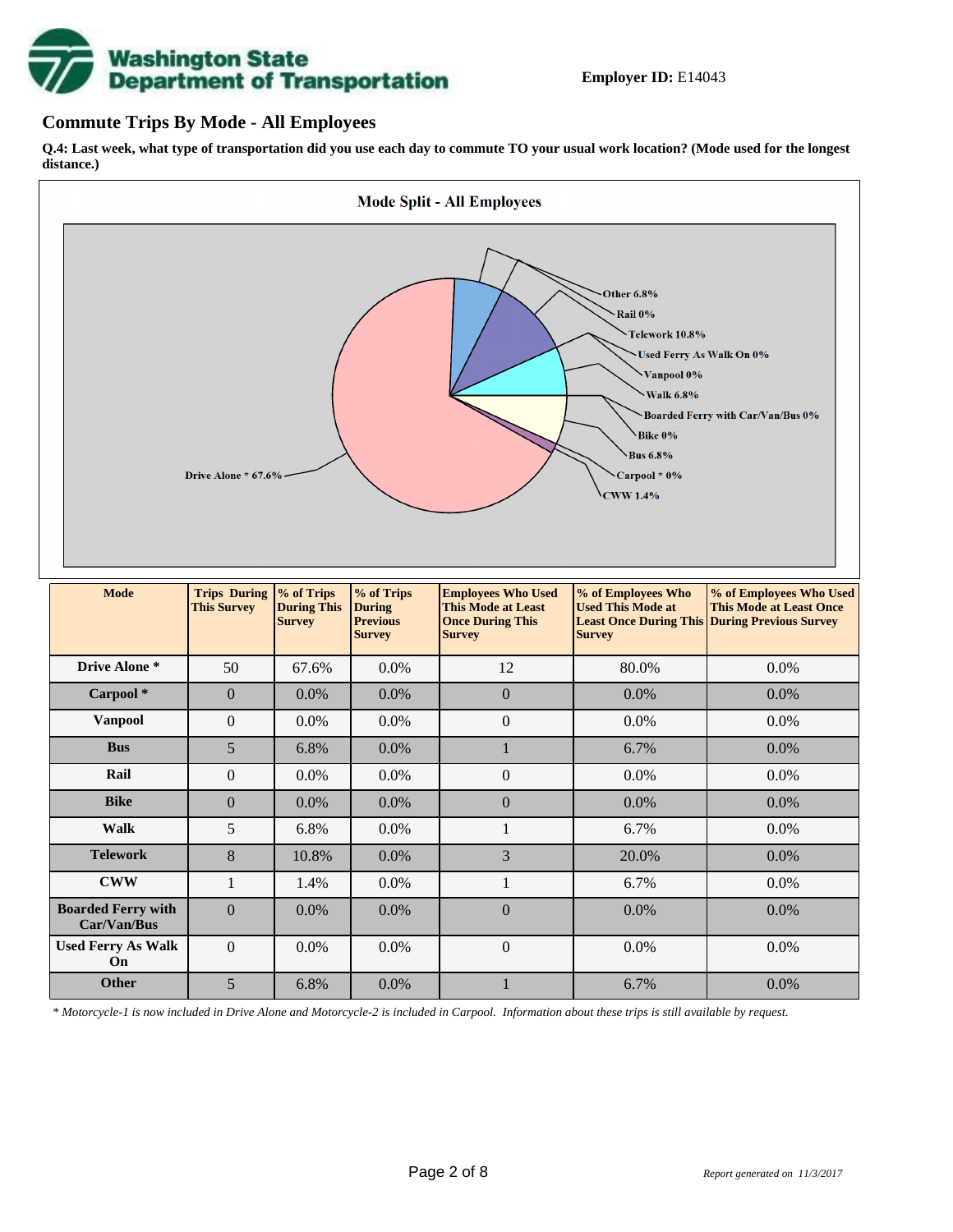**Employer ID:** E14043

## Commute Trips By Mode - All Employees

**Q.4: Last week, what type of transportation did you use each day to commute TO your usual work location? (Mode used for the longest distance.)**

**Mode Split - All Employees**

Other 6.8%
Rail 0%
Telework 10.8%
Used Ferry As Walk On 0%
Vanpool 0%
Walk 6.8%
Boarded Ferry with Car/Van/Bus 0%
Bike 0%
Bus 6.8%
Carpool * 0%
CWW 1.4%
Drive Alone * 67.6%

| Mode | Trips During This Survey | % of Trips During This Survey | % of Trips During Previous Survey | Employees Who Used This Mode at Least Once During This Survey | % of Employees Who Used This Mode at Least Once During This Survey | % of Employees Who Used This Mode at Least Once During Previous Survey |
|---|---|---|---|---|---|---|
| **Drive Alone *** | 50 | 67.6% | 0.0% | 12 | 80.0% | 0.0% |
| **Carpool *** | 0 | 0.0% | 0.0% | 0 | 0.0% | 0.0% |
| **Vanpool** | 0 | 0.0% | 0.0% | 0 | 0.0% | 0.0% |
| **Bus** | 5 | 6.8% | 0.0% | 1 | 6.7% | 0.0% |
| **Rail** | 0 | 0.0% | 0.0% | 0 | 0.0% | 0.0% |
| **Bike** | 0 | 0.0% | 0.0% | 0 | 0.0% | 0.0% |
| **Walk** | 5 | 6.8% | 0.0% | 1 | 6.7% | 0.0% |
| **Telework** | 8 | 10.8% | 0.0% | 3 | 20.0% | 0.0% |
| **CWW** | 1 | 1.4% | 0.0% | 1 | 6.7% | 0.0% |
| **Boarded Ferry with Car/Van/Bus** | 0 | 0.0% | 0.0% | 0 | 0.0% | 0.0% |
| **Used Ferry As Walk On** | 0 | 0.0% | 0.0% | 0 | 0.0% | 0.0% |
| **Other** | 5 | 6.8% | 0.0% | 1 | 6.7% | 0.0% |

*\* Motorcycle-1 is now included in Drive Alone and Motorcycle-2 is included in Carpool. Information about these trips is still available by request.*

*Report generated on 11/3/2017*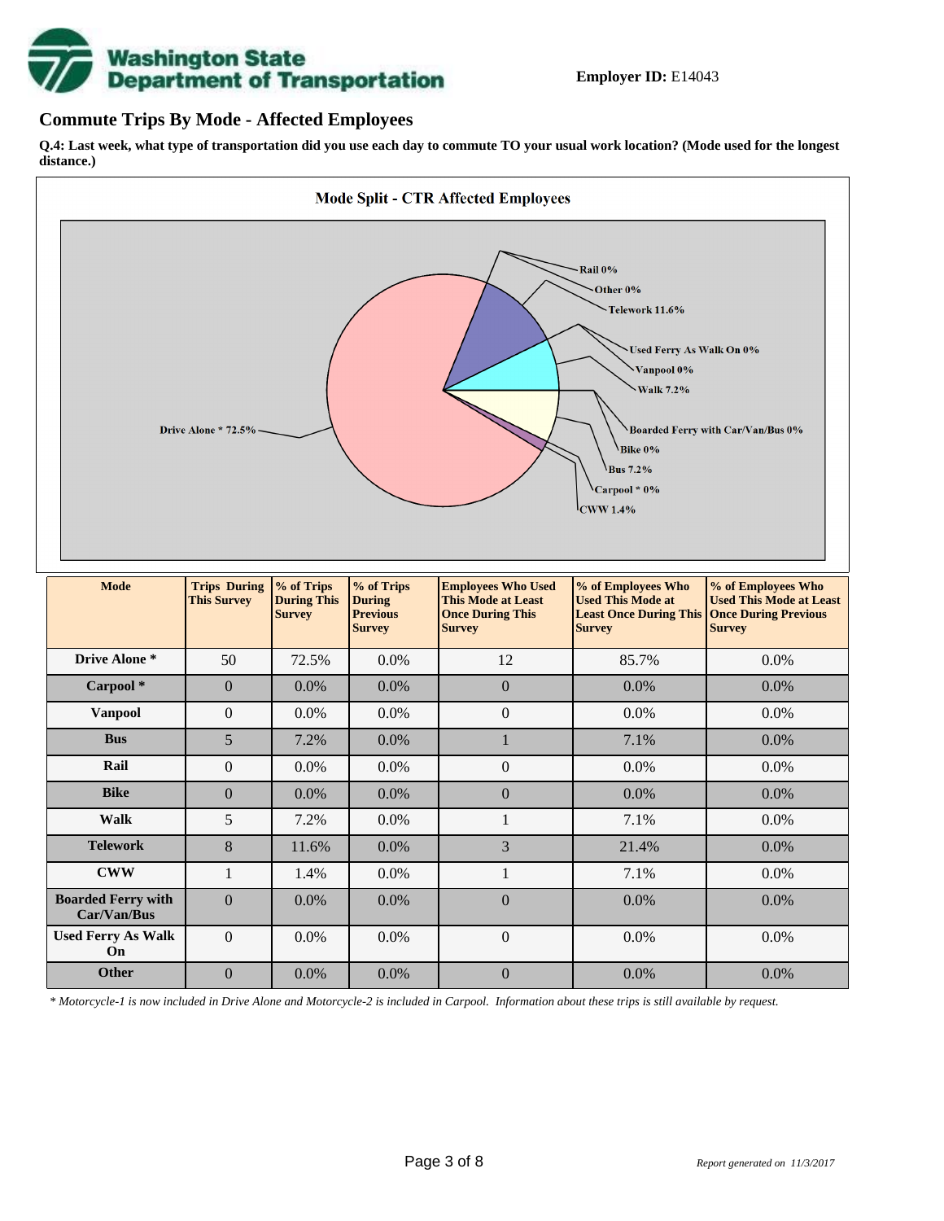**Employer ID:** E14043

## Commute Trips By Mode - Affected Employees

**Q.4: Last week, what type of transportation did you use each day to commute TO your usual work location? (Mode used for the longest distance.)**

**Mode Split - CTR Affected Employees**

Rail 0%
Other 0%
Telework 11.6%
Used Ferry As Walk On 0%
Vanpool 0%
Walk 7.2%
Boarded Ferry with Car/Van/Bus 0%
Bike 0%
Bus 7.2%
Carpool * 0%
CWW 1.4%
Drive Alone * 72.5%

| Mode | Trips During This Survey | % of Trips During This Survey | % of Trips During Previous Survey | Employees Who Used This Mode at Least Once During This Survey | % of Employees Who Used This Mode at Least Once During This Survey | % of Employees Who Used This Mode at Least Once During Previous Survey |
|---|---|---|---|---|---|---|
| **Drive Alone *** | 50 | 72.5% | 0.0% | 12 | 85.7% | 0.0% |
| **Carpool *** | 0 | 0.0% | 0.0% | 0 | 0.0% | 0.0% |
| **Vanpool** | 0 | 0.0% | 0.0% | 0 | 0.0% | 0.0% |
| **Bus** | 5 | 7.2% | 0.0% | 1 | 7.1% | 0.0% |
| **Rail** | 0 | 0.0% | 0.0% | 0 | 0.0% | 0.0% |
| **Bike** | 0 | 0.0% | 0.0% | 0 | 0.0% | 0.0% |
| **Walk** | 5 | 7.2% | 0.0% | 1 | 7.1% | 0.0% |
| **Telework** | 8 | 11.6% | 0.0% | 3 | 21.4% | 0.0% |
| **CWW** | 1 | 1.4% | 0.0% | 1 | 7.1% | 0.0% |
| **Boarded Ferry with Car/Van/Bus** | 0 | 0.0% | 0.0% | 0 | 0.0% | 0.0% |
| **Used Ferry As Walk On** | 0 | 0.0% | 0.0% | 0 | 0.0% | 0.0% |
| **Other** | 0 | 0.0% | 0.0% | 0 | 0.0% | 0.0% |

*\* Motorcycle-1 is now included in Drive Alone and Motorcycle-2 is included in Carpool. Information about these trips is still available by request.*

*Report generated on 11/3/2017*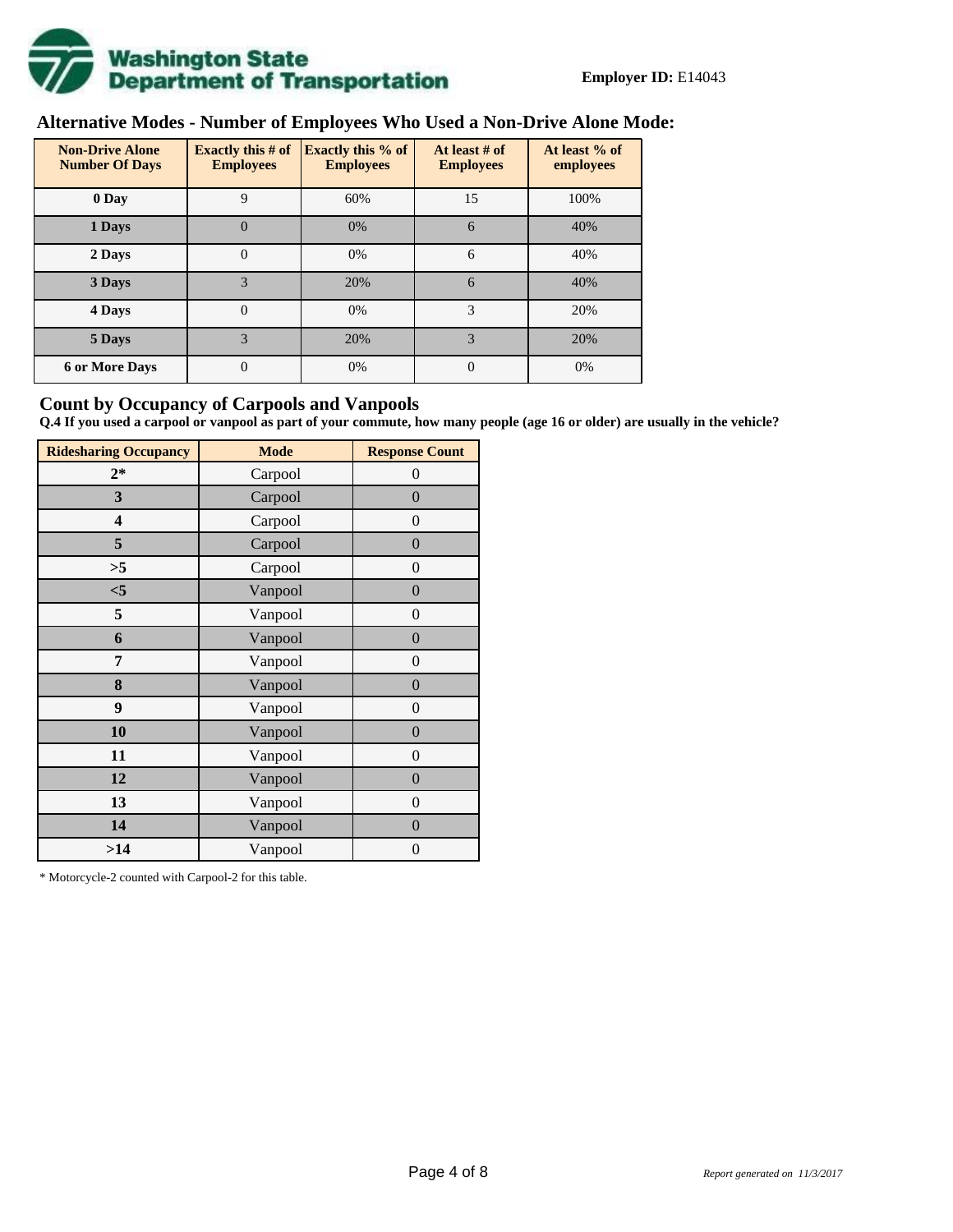**Employer ID:** E14043

## Alternative Modes - Number of Employees Who Used a Non-Drive Alone Mode:

| Non-Drive Alone Number Of Days | Exactly this # of Employees | Exactly this % of Employees | At least # of Employees | At least % of employees |
|---|---|---|---|---|
| 0 Day | 9 | 60% | 15 | 100% |
| 1 Days | 0 | 0% | 6 | 40% |
| 2 Days | 0 | 0% | 6 | 40% |
| 3 Days | 3 | 20% | 6 | 40% |
| 4 Days | 0 | 0% | 3 | 20% |
| 5 Days | 3 | 20% | 3 | 20% |
| 6 or More Days | 0 | 0% | 0 | 0% |

## Count by Occupancy of Carpools and Vanpools

**Q.4 If you used a carpool or vanpool as part of your commute, how many people (age 16 or older) are usually in the vehicle?**

| Ridesharing Occupancy | Mode | Response Count |
|---|---|---|
| 2* | Carpool | 0 |
| 3 | Carpool | 0 |
| 4 | Carpool | 0 |
| 5 | Carpool | 0 |
| >5 | Carpool | 0 |
| <5 | Vanpool | 0 |
| 5 | Vanpool | 0 |
| 6 | Vanpool | 0 |
| 7 | Vanpool | 0 |
| 8 | Vanpool | 0 |
| 9 | Vanpool | 0 |
| 10 | Vanpool | 0 |
| 11 | Vanpool | 0 |
| 12 | Vanpool | 0 |
| 13 | Vanpool | 0 |
| 14 | Vanpool | 0 |
| >14 | Vanpool | 0 |

* Motorcycle-2 counted with Carpool-2 for this table.

*Report generated on 11/3/2017*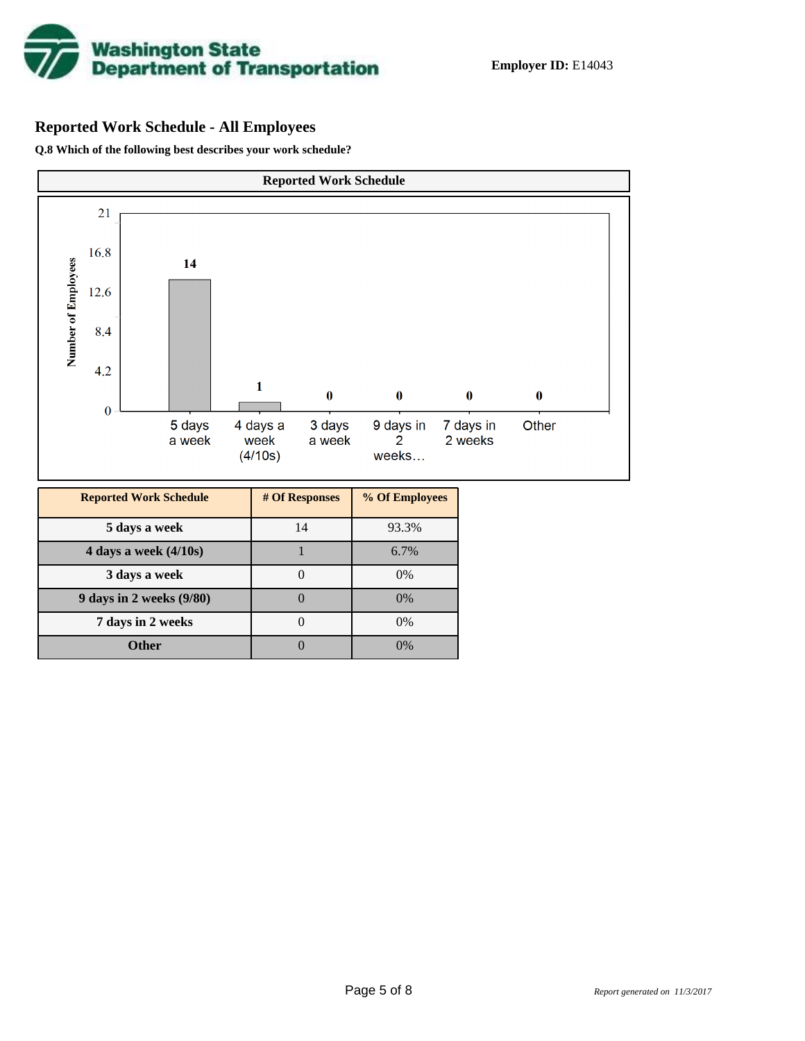Employer ID: E14043

## Reported Work Schedule - All Employees

**Q.8 Which of the following best describes your work schedule?**

**Reported Work Schedule**

| Reported Work Schedule | # Of Responses | % Of Employees |
|---|---|---|
| 5 days a week | 14 | 93.3% |
| 4 days a week (4/10s) | 1 | 6.7% |
| 3 days a week | 0 | 0% |
| 9 days in 2 weeks (9/80) | 0 | 0% |
| 7 days in 2 weeks | 0 | 0% |
| Other | 0 | 0% |

*Report generated on 11/3/2017*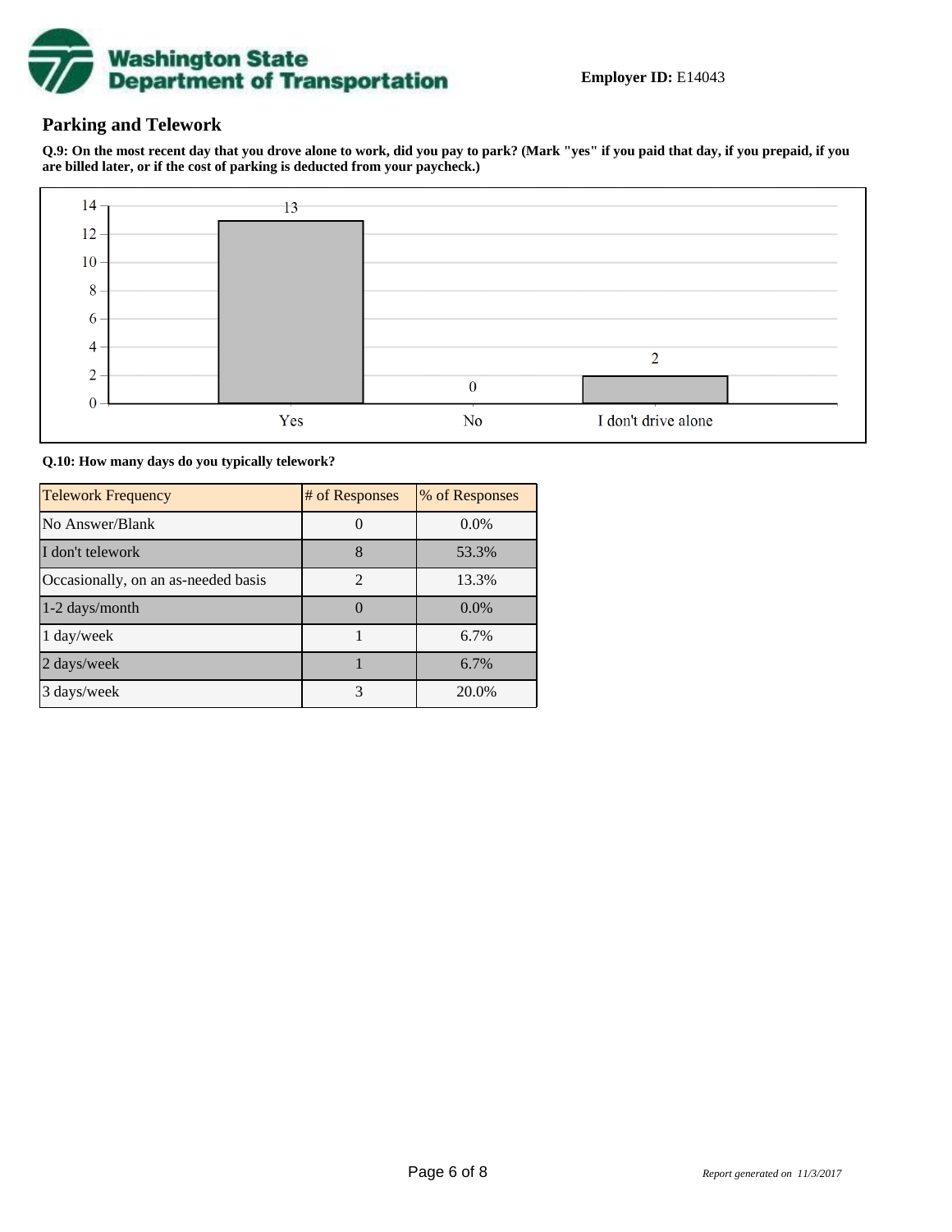**Employer ID:** E14043

## Parking and Telework

**Q.9: On the most recent day that you drove alone to work, did you pay to park? (Mark "yes" if you paid that day, if you prepaid, if you are billed later, or if the cost of parking is deducted from your paycheck.)**

| Response | Count |
|---|---|
| Yes | 13 |
| No | 0 |
| I don't drive alone | 2 |

**Q.10: How many days do you typically telework?**

| Telework Frequency | # of Responses | % of Responses |
|---|---|---|
| No Answer/Blank | 0 | 0.0% |
| I don't telework | 8 | 53.3% |
| Occasionally, on an as-needed basis | 2 | 13.3% |
| 1-2 days/month | 0 | 0.0% |
| 1 day/week | 1 | 6.7% |
| 2 days/week | 1 | 6.7% |
| 3 days/week | 3 | 20.0% |

*Report generated on 11/3/2017*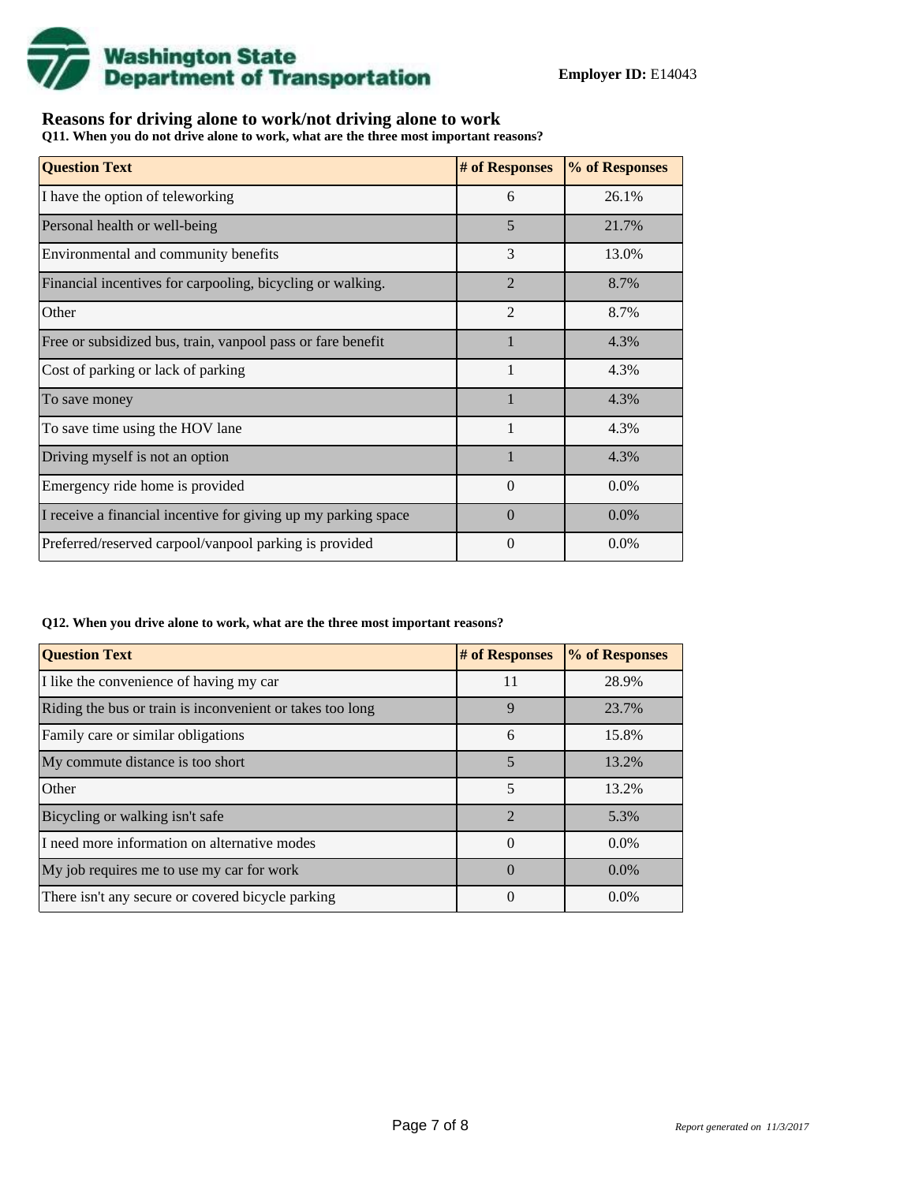**Employer ID:** E14043

## Reasons for driving alone to work/not driving alone to work

**Q11. When you do not drive alone to work, what are the three most important reasons?**

| Question Text | # of Responses | % of Responses |
|---|---|---|
| I have the option of teleworking | 6 | 26.1% |
| Personal health or well-being | 5 | 21.7% |
| Environmental and community benefits | 3 | 13.0% |
| Financial incentives for carpooling, bicycling or walking. | 2 | 8.7% |
| Other | 2 | 8.7% |
| Free or subsidized bus, train, vanpool pass or fare benefit | 1 | 4.3% |
| Cost of parking or lack of parking | 1 | 4.3% |
| To save money | 1 | 4.3% |
| To save time using the HOV lane | 1 | 4.3% |
| Driving myself is not an option | 1 | 4.3% |
| Emergency ride home is provided | 0 | 0.0% |
| I receive a financial incentive for giving up my parking space | 0 | 0.0% |
| Preferred/reserved carpool/vanpool parking is provided | 0 | 0.0% |

**Q12. When you drive alone to work, what are the three most important reasons?**

| Question Text | # of Responses | % of Responses |
|---|---|---|
| I like the convenience of having my car | 11 | 28.9% |
| Riding the bus or train is inconvenient or takes too long | 9 | 23.7% |
| Family care or similar obligations | 6 | 15.8% |
| My commute distance is too short | 5 | 13.2% |
| Other | 5 | 13.2% |
| Bicycling or walking isn't safe | 2 | 5.3% |
| I need more information on alternative modes | 0 | 0.0% |
| My job requires me to use my car for work | 0 | 0.0% |
| There isn't any secure or covered bicycle parking | 0 | 0.0% |

*Report generated on 11/3/2017*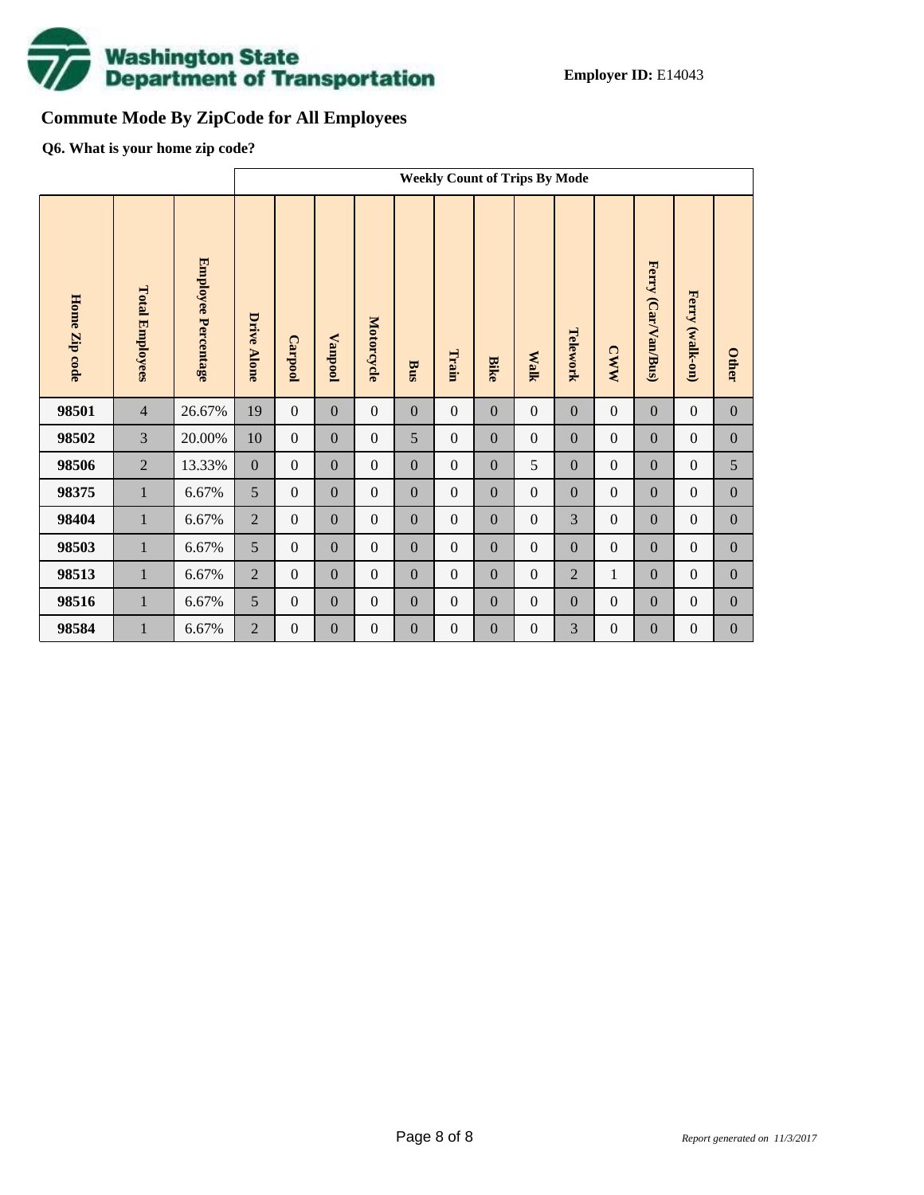**Employer ID:** E14043

## Commute Mode By ZipCode for All Employees

**Q6. What is your home zip code?**

| | | | Weekly Count of Trips By Mode | | | | | | | | | | | | |
|---|---|---|---|---|---|---|---|---|---|---|---|---|---|---|---|
| Home Zip code | Total Employees | Employee Percentage | Drive Alone | Carpool | Vanpool | Motorcycle | Bus | Train | Bike | Walk | Telework | CWW | Ferry (Car/Van/Bus) | Ferry (walk-on) | Other |
| **98501** | 4 | 26.67% | 19 | 0 | 0 | 0 | 0 | 0 | 0 | 0 | 0 | 0 | 0 | 0 | 0 |
| **98502** | 3 | 20.00% | 10 | 0 | 0 | 0 | 5 | 0 | 0 | 0 | 0 | 0 | 0 | 0 | 0 |
| **98506** | 2 | 13.33% | 0 | 0 | 0 | 0 | 0 | 0 | 0 | 5 | 0 | 0 | 0 | 0 | 5 |
| **98375** | 1 | 6.67% | 5 | 0 | 0 | 0 | 0 | 0 | 0 | 0 | 0 | 0 | 0 | 0 | 0 |
| **98404** | 1 | 6.67% | 2 | 0 | 0 | 0 | 0 | 0 | 0 | 0 | 3 | 0 | 0 | 0 | 0 |
| **98503** | 1 | 6.67% | 5 | 0 | 0 | 0 | 0 | 0 | 0 | 0 | 0 | 0 | 0 | 0 | 0 |
| **98513** | 1 | 6.67% | 2 | 0 | 0 | 0 | 0 | 0 | 0 | 0 | 2 | 1 | 0 | 0 | 0 |
| **98516** | 1 | 6.67% | 5 | 0 | 0 | 0 | 0 | 0 | 0 | 0 | 0 | 0 | 0 | 0 | 0 |
| **98584** | 1 | 6.67% | 2 | 0 | 0 | 0 | 0 | 0 | 0 | 0 | 3 | 0 | 0 | 0 | 0 |

*Report generated on 11/3/2017*